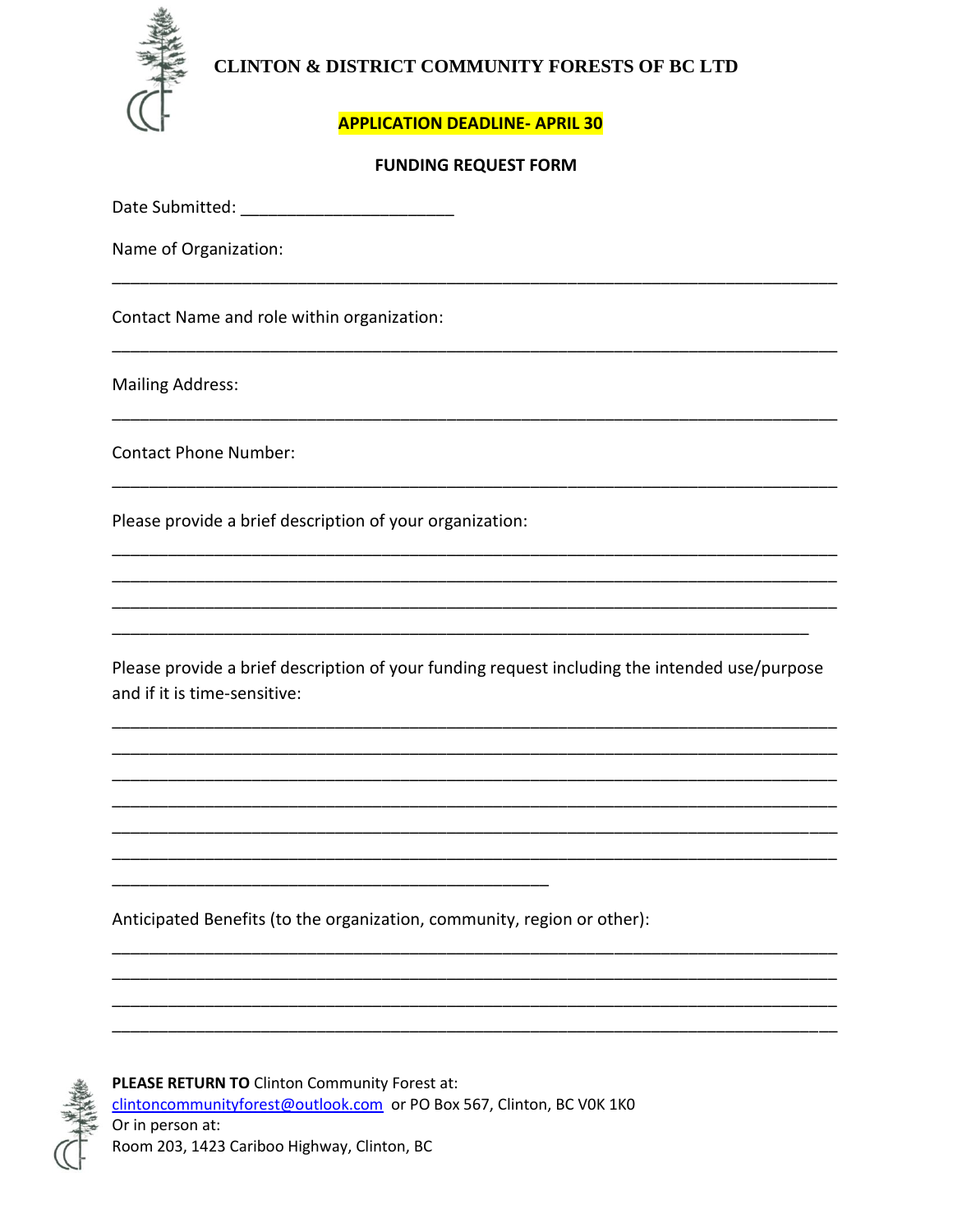# CLINTON & DISTRICT COMMUNITY FORESTS OF BC LTD

**APPLICATION DEADLINE- APRIL 30**

**FUNDING REQUEST FORM**

Date Submitted: ______________________

Name of Organization:

___________________________________________________________________________

Contact Name and role within organization:

___________________________________________________________________________

Mailing Address:

___________________________________________________________________________

Contact Phone Number:

___________________________________________________________________________

Please provide a brief description of your organization:

___________________________________________________________________________
___________________________________________________________________________
___________________________________________________________________________
_________________________________________________________________________

Please provide a brief description of your funding request including the intended use/purpose and if it is time-sensitive:

___________________________________________________________________________
___________________________________________________________________________
___________________________________________________________________________
___________________________________________________________________________
___________________________________________________________________________
___________________________________________________________________________
_____________________________________________

Anticipated Benefits (to the organization, community, region or other):

___________________________________________________________________________
___________________________________________________________________________
___________________________________________________________________________
___________________________________________________________________________

**PLEASE RETURN TO** Clinton Community Forest at:
clintoncommunityforest@outlook.com or PO Box 567, Clinton, BC V0K 1K0
Or in person at:
Room 203, 1423 Cariboo Highway, Clinton, BC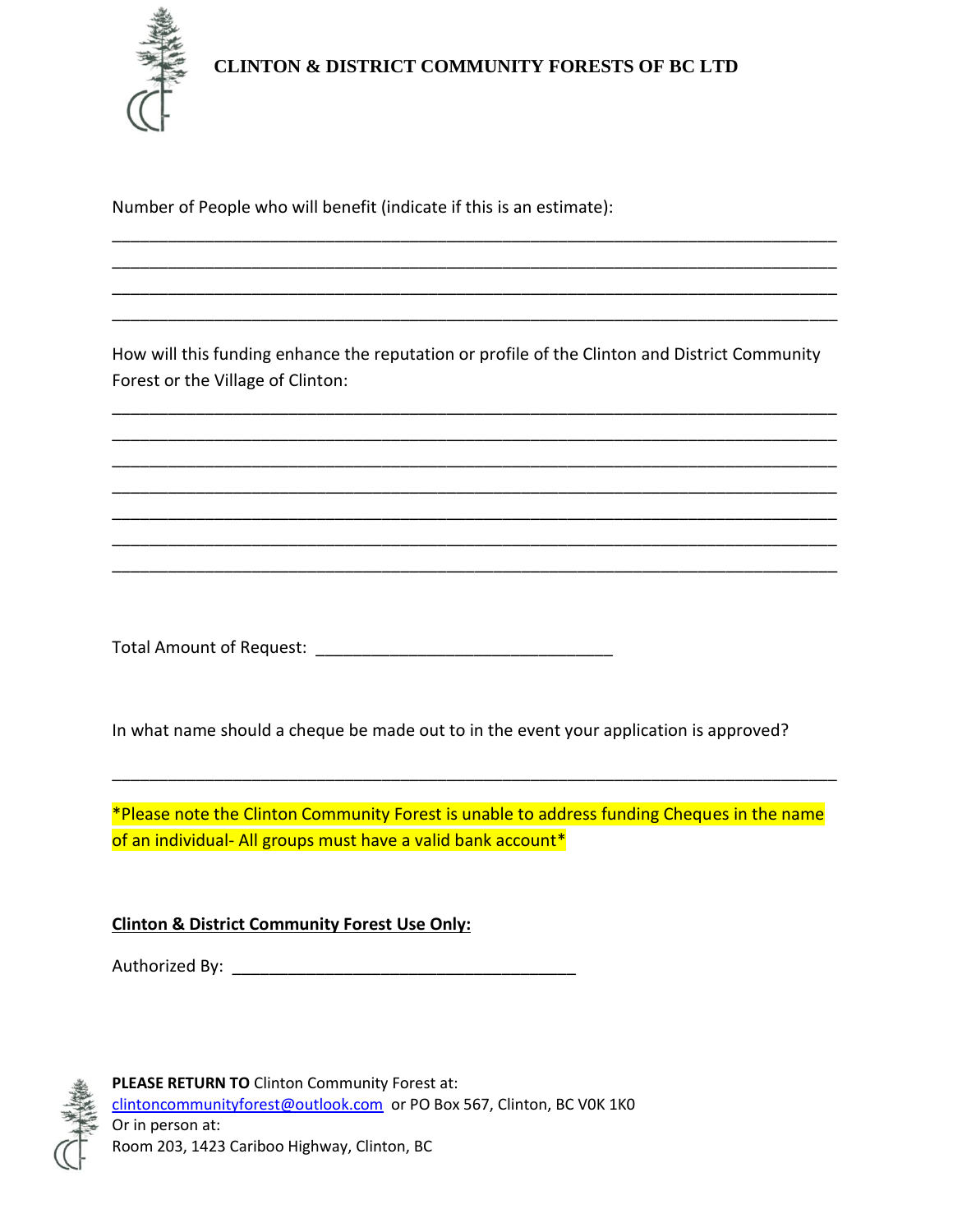# CLINTON & DISTRICT COMMUNITY FORESTS OF BC LTD

Number of People who will benefit (indicate if this is an estimate):

______________________________________________________________________________
______________________________________________________________________________
______________________________________________________________________________
______________________________________________________________________________

How will this funding enhance the reputation or profile of the Clinton and District Community Forest or the Village of Clinton:

______________________________________________________________________________
______________________________________________________________________________
______________________________________________________________________________
______________________________________________________________________________
______________________________________________________________________________
______________________________________________________________________________
______________________________________________________________________________

Total Amount of Request: ________________________________

In what name should a cheque be made out to in the event your application is approved?

______________________________________________________________________________

*Please note the Clinton Community Forest is unable to address funding Cheques in the name of an individual- All groups must have a valid bank account*

**Clinton & District Community Forest Use Only:**

Authorized By: _____________________________________

**PLEASE RETURN TO** Clinton Community Forest at:
clintoncommunityforest@outlook.com or PO Box 567, Clinton, BC V0K 1K0
Or in person at:
Room 203, 1423 Cariboo Highway, Clinton, BC